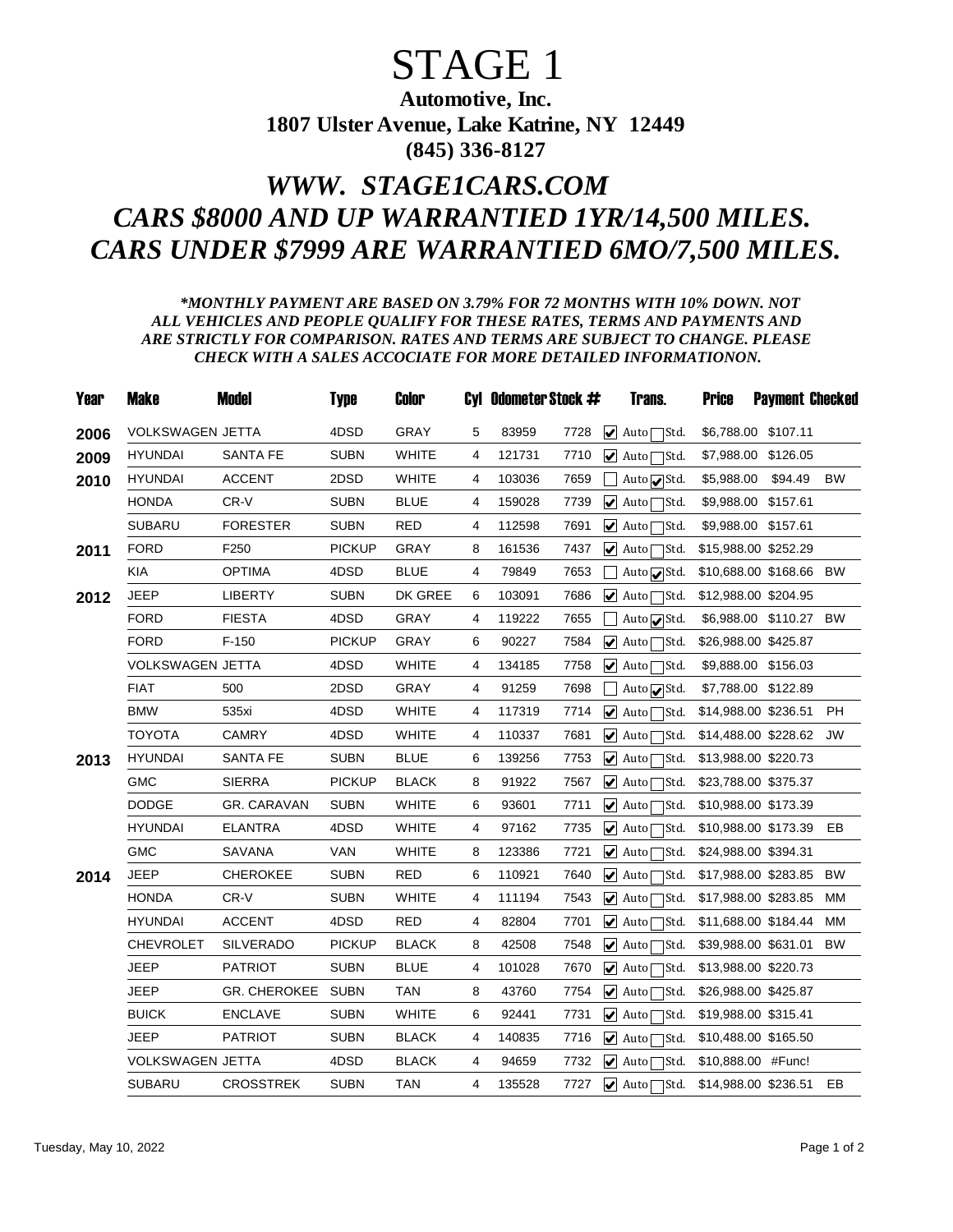# STAGE 1

**Automotive, Inc.**
**1807 Ulster Avenue, Lake Katrine, NY 12449**
**(845) 336-8127**

## *WWW. STAGE1CARS.COM*
## *CARS $8000 AND UP WARRANTIED 1YR/14,500 MILES.*
## *CARS UNDER $7999 ARE WARRANTIED 6MO/7,500 MILES.*

***MONTHLY PAYMENT ARE BASED ON 3.79% FOR 72 MONTHS WITH 10% DOWN. NOT ALL VEHICLES AND PEOPLE QUALIFY FOR THESE RATES, TERMS AND PAYMENTS AND ARE STRICTLY FOR COMPARISON. RATES AND TERMS ARE SUBJECT TO CHANGE. PLEASE CHECK WITH A SALES ACCOCIATE FOR MORE DETAILED INFORMATIONON.***

| Year | Make | Model | Type | Color | Cyl | Odometer | Stock # | Trans. | Price | Payment | Checked |
|---|---|---|---|---|---|---|---|---|---|---|---|
| 2006 | VOLKSWAGEN | JETTA | 4DSD | GRAY | 5 | 83959 | 7728 | ☑ Auto ☐ Std. | $6,788.00 | $107.11 | |
| 2009 | HYUNDAI | SANTA FE | SUBN | WHITE | 4 | 121731 | 7710 | ☑ Auto ☐ Std. | $7,988.00 | $126.05 | |
| 2010 | HYUNDAI | ACCENT | 2DSD | WHITE | 4 | 103036 | 7659 | ☐ Auto ☑ Std. | $5,988.00 | $94.49 | BW |
| | HONDA | CR-V | SUBN | BLUE | 4 | 159028 | 7739 | ☑ Auto ☐ Std. | $9,988.00 | $157.61 | |
| | SUBARU | FORESTER | SUBN | RED | 4 | 112598 | 7691 | ☑ Auto ☐ Std. | $9,988.00 | $157.61 | |
| 2011 | FORD | F250 | PICKUP | GRAY | 8 | 161536 | 7437 | ☑ Auto ☐ Std. | $15,988.00 | $252.29 | |
| | KIA | OPTIMA | 4DSD | BLUE | 4 | 79849 | 7653 | ☐ Auto ☑ Std. | $10,688.00 | $168.66 | BW |
| 2012 | JEEP | LIBERTY | SUBN | DK GREE | 6 | 103091 | 7686 | ☑ Auto ☐ Std. | $12,988.00 | $204.95 | |
| | FORD | FIESTA | 4DSD | GRAY | 4 | 119222 | 7655 | ☐ Auto ☑ Std. | $6,988.00 | $110.27 | BW |
| | FORD | F-150 | PICKUP | GRAY | 6 | 90227 | 7584 | ☑ Auto ☐ Std. | $26,988.00 | $425.87 | |
| | VOLKSWAGEN | JETTA | 4DSD | WHITE | 4 | 134185 | 7758 | ☑ Auto ☐ Std. | $9,888.00 | $156.03 | |
| | FIAT | 500 | 2DSD | GRAY | 4 | 91259 | 7698 | ☐ Auto ☑ Std. | $7,788.00 | $122.89 | |
| | BMW | 535xi | 4DSD | WHITE | 4 | 117319 | 7714 | ☑ Auto ☐ Std. | $14,988.00 | $236.51 | PH |
| | TOYOTA | CAMRY | 4DSD | WHITE | 4 | 110337 | 7681 | ☑ Auto ☐ Std. | $14,488.00 | $228.62 | JW |
| 2013 | HYUNDAI | SANTA FE | SUBN | BLUE | 6 | 139256 | 7753 | ☑ Auto ☐ Std. | $13,988.00 | $220.73 | |
| | GMC | SIERRA | PICKUP | BLACK | 8 | 91922 | 7567 | ☑ Auto ☐ Std. | $23,788.00 | $375.37 | |
| | DODGE | GR. CARAVAN | SUBN | WHITE | 6 | 93601 | 7711 | ☑ Auto ☐ Std. | $10,988.00 | $173.39 | |
| | HYUNDAI | ELANTRA | 4DSD | WHITE | 4 | 97162 | 7735 | ☑ Auto ☐ Std. | $10,988.00 | $173.39 | EB |
| | GMC | SAVANA | VAN | WHITE | 8 | 123386 | 7721 | ☑ Auto ☐ Std. | $24,988.00 | $394.31 | |
| 2014 | JEEP | CHEROKEE | SUBN | RED | 6 | 110921 | 7640 | ☑ Auto ☐ Std. | $17,988.00 | $283.85 | BW |
| | HONDA | CR-V | SUBN | WHITE | 4 | 111194 | 7543 | ☑ Auto ☐ Std. | $17,988.00 | $283.85 | MM |
| | HYUNDAI | ACCENT | 4DSD | RED | 4 | 82804 | 7701 | ☑ Auto ☐ Std. | $11,688.00 | $184.44 | MM |
| | CHEVROLET | SILVERADO | PICKUP | BLACK | 8 | 42508 | 7548 | ☑ Auto ☐ Std. | $39,988.00 | $631.01 | BW |
| | JEEP | PATRIOT | SUBN | BLUE | 4 | 101028 | 7670 | ☑ Auto ☐ Std. | $13,988.00 | $220.73 | |
| | JEEP | GR. CHEROKEE | SUBN | TAN | 8 | 43760 | 7754 | ☑ Auto ☐ Std. | $26,988.00 | $425.87 | |
| | BUICK | ENCLAVE | SUBN | WHITE | 6 | 92441 | 7731 | ☑ Auto ☐ Std. | $19,988.00 | $315.41 | |
| | JEEP | PATRIOT | SUBN | BLACK | 4 | 140835 | 7716 | ☑ Auto ☐ Std. | $10,488.00 | $165.50 | |
| | VOLKSWAGEN | JETTA | 4DSD | BLACK | 4 | 94659 | 7732 | ☑ Auto ☐ Std. | $10,888.00 | #Func! | |
| | SUBARU | CROSSTREK | SUBN | TAN | 4 | 135528 | 7727 | ☑ Auto ☐ Std. | $14,988.00 | $236.51 | EB |

Tuesday, May 10, 2022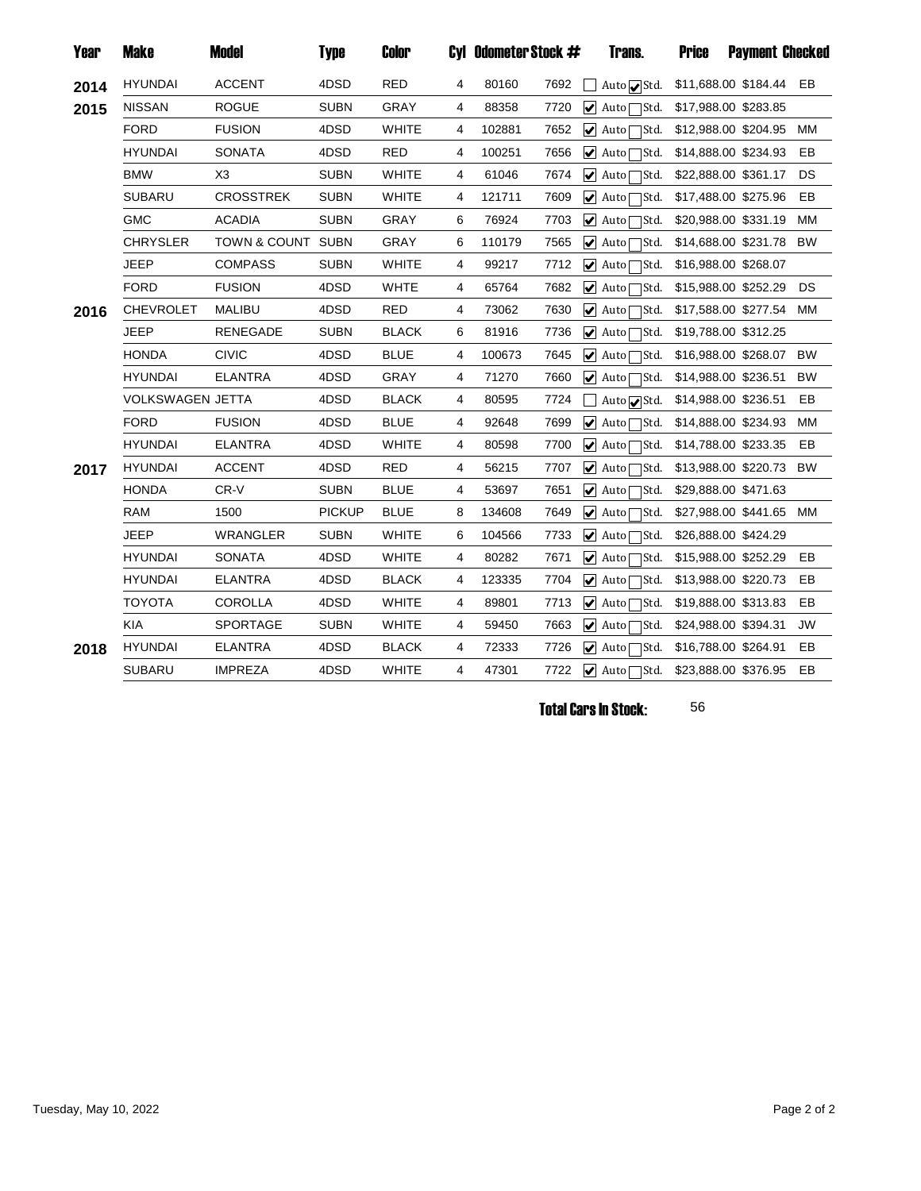| Year | Make | Model | Type | Color | Cyl | Odometer | Stock # | Trans. | Price | Payment | Checked |
|---|---|---|---|---|---|---|---|---|---|---|---|
| 2014 | HYUNDAI | ACCENT | 4DSD | RED | 4 | 80160 | 7692 | ☐ Auto ☑ Std. | $11,688.00 | $184.44 | EB |
| 2015 | NISSAN | ROGUE | SUBN | GRAY | 4 | 88358 | 7720 | ☑ Auto ☐ Std. | $17,988.00 | $283.85 | |
| | FORD | FUSION | 4DSD | WHITE | 4 | 102881 | 7652 | ☑ Auto ☐ Std. | $12,988.00 | $204.95 | MM |
| | HYUNDAI | SONATA | 4DSD | RED | 4 | 100251 | 7656 | ☑ Auto ☐ Std. | $14,888.00 | $234.93 | EB |
| | BMW | X3 | SUBN | WHITE | 4 | 61046 | 7674 | ☑ Auto ☐ Std. | $22,888.00 | $361.17 | DS |
| | SUBARU | CROSSTREK | SUBN | WHITE | 4 | 121711 | 7609 | ☑ Auto ☐ Std. | $17,488.00 | $275.96 | EB |
| | GMC | ACADIA | SUBN | GRAY | 6 | 76924 | 7703 | ☑ Auto ☐ Std. | $20,988.00 | $331.19 | MM |
| | CHRYSLER | TOWN & COUNT | SUBN | GRAY | 6 | 110179 | 7565 | ☑ Auto ☐ Std. | $14,688.00 | $231.78 | BW |
| | JEEP | COMPASS | SUBN | WHITE | 4 | 99217 | 7712 | ☑ Auto ☐ Std. | $16,988.00 | $268.07 | |
| | FORD | FUSION | 4DSD | WHTE | 4 | 65764 | 7682 | ☑ Auto ☐ Std. | $15,988.00 | $252.29 | DS |
| 2016 | CHEVROLET | MALIBU | 4DSD | RED | 4 | 73062 | 7630 | ☑ Auto ☐ Std. | $17,588.00 | $277.54 | MM |
| | JEEP | RENEGADE | SUBN | BLACK | 6 | 81916 | 7736 | ☑ Auto ☐ Std. | $19,788.00 | $312.25 | |
| | HONDA | CIVIC | 4DSD | BLUE | 4 | 100673 | 7645 | ☑ Auto ☐ Std. | $16,988.00 | $268.07 | BW |
| | HYUNDAI | ELANTRA | 4DSD | GRAY | 4 | 71270 | 7660 | ☑ Auto ☐ Std. | $14,988.00 | $236.51 | BW |
| | VOLKSWAGEN | JETTA | 4DSD | BLACK | 4 | 80595 | 7724 | ☐ Auto ☑ Std. | $14,988.00 | $236.51 | EB |
| | FORD | FUSION | 4DSD | BLUE | 4 | 92648 | 7699 | ☑ Auto ☐ Std. | $14,888.00 | $234.93 | MM |
| | HYUNDAI | ELANTRA | 4DSD | WHITE | 4 | 80598 | 7700 | ☑ Auto ☐ Std. | $14,788.00 | $233.35 | EB |
| 2017 | HYUNDAI | ACCENT | 4DSD | RED | 4 | 56215 | 7707 | ☑ Auto ☐ Std. | $13,988.00 | $220.73 | BW |
| | HONDA | CR-V | SUBN | BLUE | 4 | 53697 | 7651 | ☑ Auto ☐ Std. | $29,888.00 | $471.63 | |
| | RAM | 1500 | PICKUP | BLUE | 8 | 134608 | 7649 | ☑ Auto ☐ Std. | $27,988.00 | $441.65 | MM |
| | JEEP | WRANGLER | SUBN | WHITE | 6 | 104566 | 7733 | ☑ Auto ☐ Std. | $26,888.00 | $424.29 | |
| | HYUNDAI | SONATA | 4DSD | WHITE | 4 | 80282 | 7671 | ☑ Auto ☐ Std. | $15,988.00 | $252.29 | EB |
| | HYUNDAI | ELANTRA | 4DSD | BLACK | 4 | 123335 | 7704 | ☑ Auto ☐ Std. | $13,988.00 | $220.73 | EB |
| | TOYOTA | COROLLA | 4DSD | WHITE | 4 | 89801 | 7713 | ☑ Auto ☐ Std. | $19,888.00 | $313.83 | EB |
| | KIA | SPORTAGE | SUBN | WHITE | 4 | 59450 | 7663 | ☑ Auto ☐ Std. | $24,988.00 | $394.31 | JW |
| 2018 | HYUNDAI | ELANTRA | 4DSD | BLACK | 4 | 72333 | 7726 | ☑ Auto ☐ Std. | $16,788.00 | $264.91 | EB |
| | SUBARU | IMPREZA | 4DSD | WHITE | 4 | 47301 | 7722 | ☑ Auto ☐ Std. | $23,888.00 | $376.95 | EB |

**Total Cars In Stock:** 56

Tuesday, May 10, 2022